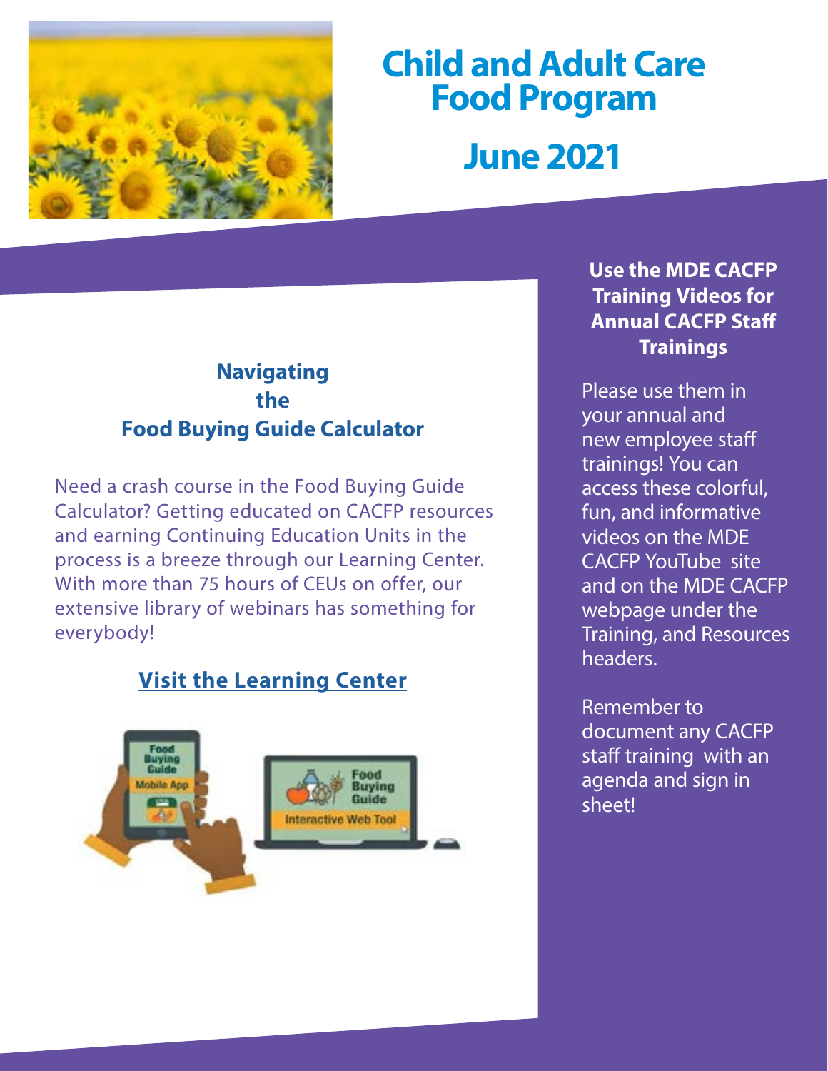# Child and Adult Care Food Program

# June 2021

## Navigating the Food Buying Guide Calculator

Need a crash course in the Food Buying Guide Calculator? Getting educated on CACFP resources and earning Continuing Education Units in the process is a breeze through our Learning Center. With more than 75 hours of CEUs on offer, our extensive library of webinars has something for everybody!

**Visit the Learning Center**

## Use the MDE CACFP Training Videos for Annual CACFP Staff Trainings

Please use them in your annual and new employee staff trainings! You can access these colorful, fun, and informative videos on the MDE CACFP YouTube site and on the MDE CACFP webpage under the Training, and Resources headers.

Remember to document any CACFP staff training with an agenda and sign in sheet!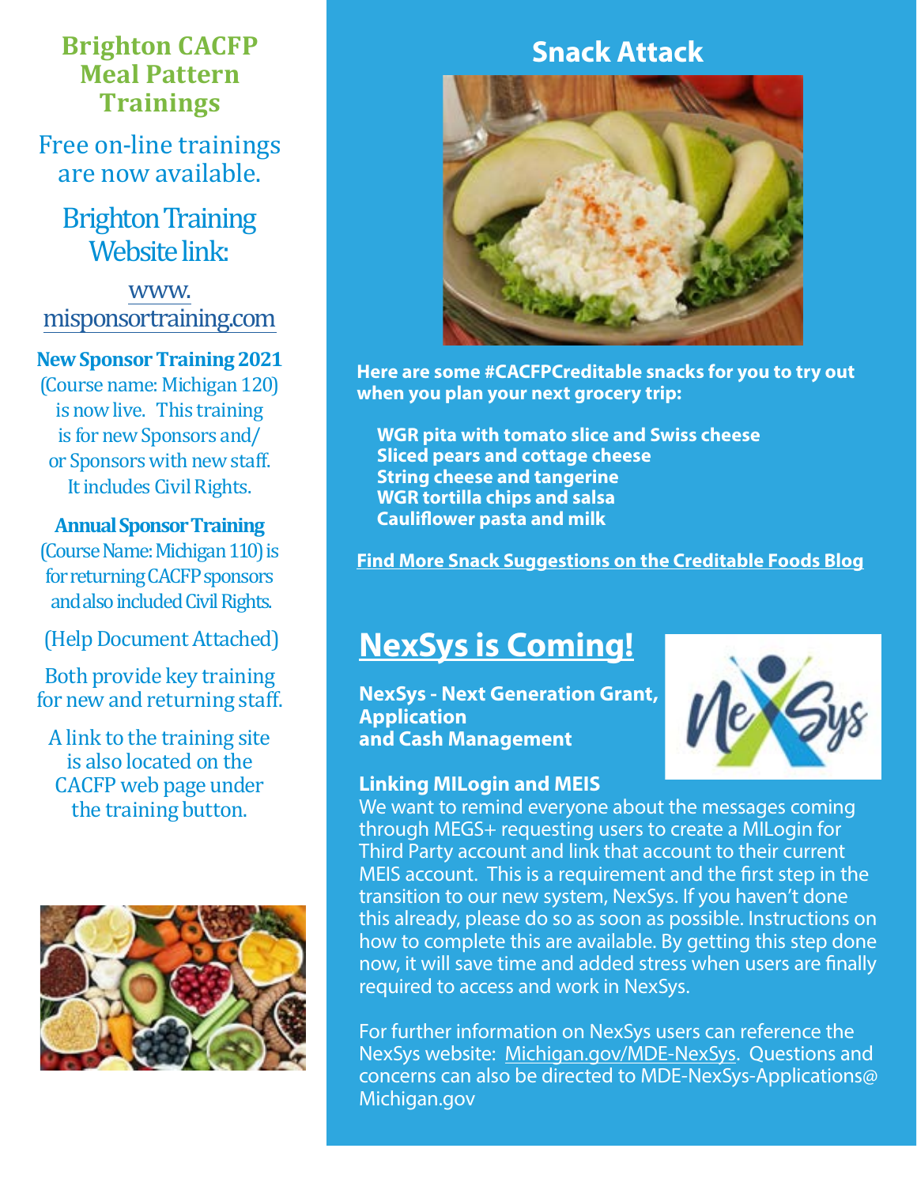## Brighton CACFP Meal Pattern Trainings

Free on-line trainings are now available.

Brighton Training Website link:

www.misponsortraining.com

**New Sponsor Training 2021** (Course name: Michigan 120) is now live. This training is for new Sponsors and/or Sponsors with new staff. It includes Civil Rights.

**Annual Sponsor Training** (Course Name: Michigan 110) is for returning CACFP sponsors and also included Civil Rights.

(Help Document Attached)

Both provide key training for new and returning staff.

A link to the training site is also located on the CACFP web page under the training button.

## Snack Attack

**Here are some #CACFPCreditable snacks for you to try out when you plan your next grocery trip:**

- **WGR pita with tomato slice and Swiss cheese**
- **Sliced pears and cottage cheese**
- **String cheese and tangerine**
- **WGR tortilla chips and salsa**
- **Cauliflower pasta and milk**

**Find More Snack Suggestions on the Creditable Foods Blog**

## NexSys is Coming!

**NexSys - Next Generation Grant, Application and Cash Management**

**Linking MILogin and MEIS**

We want to remind everyone about the messages coming through MEGS+ requesting users to create a MILogin for Third Party account and link that account to their current MEIS account. This is a requirement and the first step in the transition to our new system, NexSys. If you haven't done this already, please do so as soon as possible. Instructions on how to complete this are available. By getting this step done now, it will save time and added stress when users are finally required to access and work in NexSys.

For further information on NexSys users can reference the NexSys website: Michigan.gov/MDE-NexSys. Questions and concerns can also be directed to MDE-NexSys-Applications@Michigan.gov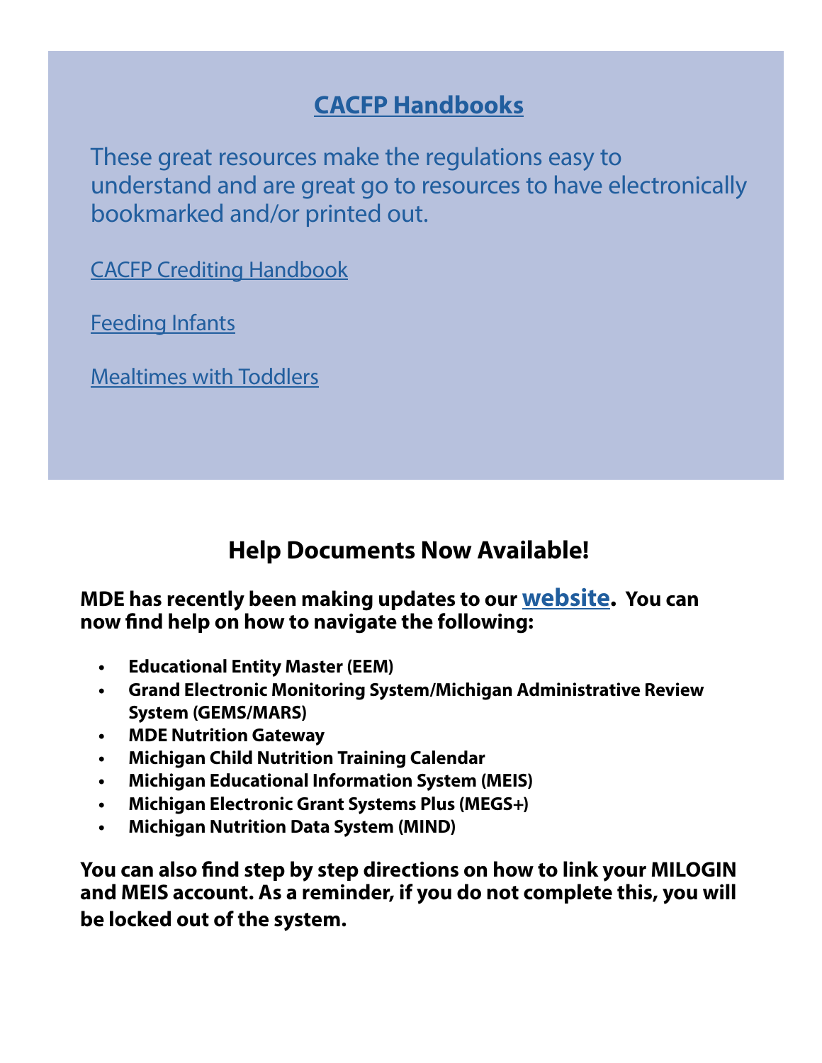## CACFP Handbooks

These great resources make the regulations easy to understand and are great go to resources to have electronically bookmarked and/or printed out.

CACFP Crediting Handbook

Feeding Infants

Mealtimes with Toddlers

## Help Documents Now Available!

**MDE has recently been making updates to our website. You can now find help on how to navigate the following:**

- **Educational Entity Master (EEM)**
- **Grand Electronic Monitoring System/Michigan Administrative Review System (GEMS/MARS)**
- **MDE Nutrition Gateway**
- **Michigan Child Nutrition Training Calendar**
- **Michigan Educational Information System (MEIS)**
- **Michigan Electronic Grant Systems Plus (MEGS+)**
- **Michigan Nutrition Data System (MIND)**

**You can also find step by step directions on how to link your MILOGIN and MEIS account. As a reminder, if you do not complete this, you will be locked out of the system.**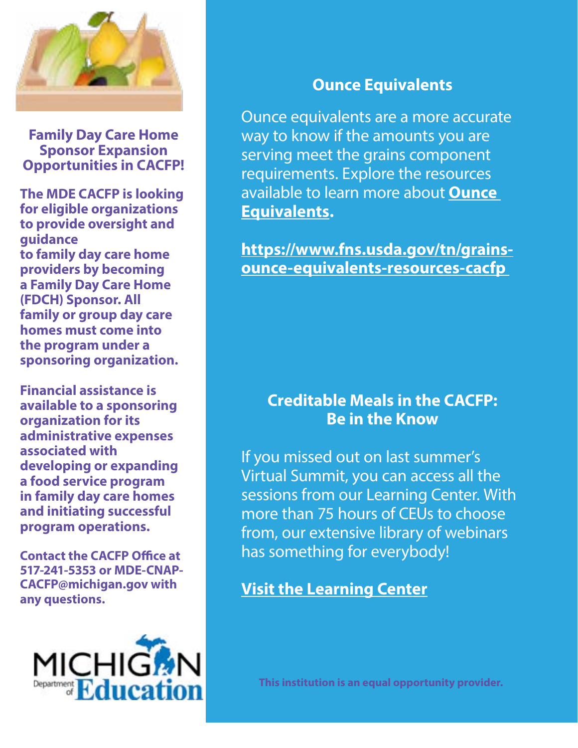## Family Day Care Home Sponsor Expansion Opportunities in CACFP!

**The MDE CACFP is looking for eligible organizations to provide oversight and guidance to family day care home providers by becoming a Family Day Care Home (FDCH) Sponsor. All family or group day care homes must come into the program under a sponsoring organization.**

**Financial assistance is available to a sponsoring organization for its administrative expenses associated with developing or expanding a food service program in family day care homes and initiating successful program operations.**

**Contact the CACFP Office at 517-241-5353 or MDE-CNAP-CACFP@michigan.gov with any questions.**

MICHIGAN Department of Education

## Ounce Equivalents

Ounce equivalents are a more accurate way to know if the amounts you are serving meet the grains component requirements. Explore the resources available to learn more about **Ounce Equivalents**.

**https://www.fns.usda.gov/tn/grains-ounce-equivalents-resources-cacfp**

## Creditable Meals in the CACFP: Be in the Know

If you missed out on last summer's Virtual Summit, you can access all the sessions from our Learning Center. With more than 75 hours of CEUs to choose from, our extensive library of webinars has something for everybody!

**Visit the Learning Center**

**This institution is an equal opportunity provider.**